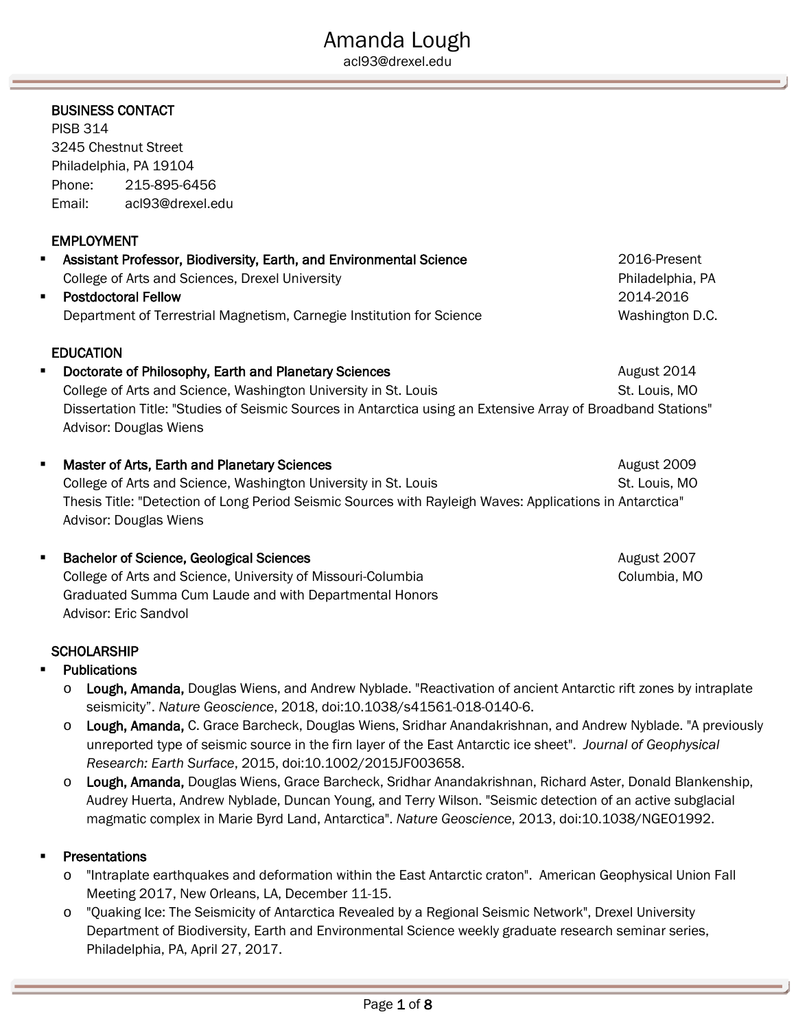# Amanda Lough

acl93@drexel.edu

## BUSINESS CONTACT

PISB 314
3245 Chestnut Street
Philadelphia, PA 19104
Phone: 215-895-6456
Email: acl93@drexel.edu

## EMPLOYMENT

- **Assistant Professor, Biodiversity, Earth, and Environmental Science** — 2016-Present
  College of Arts and Sciences, Drexel University — Philadelphia, PA
- **Postdoctoral Fellow** — 2014-2016
  Department of Terrestrial Magnetism, Carnegie Institution for Science — Washington D.C.

## EDUCATION

- **Doctorate of Philosophy, Earth and Planetary Sciences** — August 2014
  College of Arts and Science, Washington University in St. Louis — St. Louis, MO
  Dissertation Title: "Studies of Seismic Sources in Antarctica using an Extensive Array of Broadband Stations"
  Advisor: Douglas Wiens

- **Master of Arts, Earth and Planetary Sciences** — August 2009
  College of Arts and Science, Washington University in St. Louis — St. Louis, MO
  Thesis Title: "Detection of Long Period Seismic Sources with Rayleigh Waves: Applications in Antarctica"
  Advisor: Douglas Wiens

- **Bachelor of Science, Geological Sciences** — August 2007
  College of Arts and Science, University of Missouri-Columbia — Columbia, MO
  Graduated Summa Cum Laude and with Departmental Honors
  Advisor: Eric Sandvol

## SCHOLARSHIP

- **Publications**
  - **Lough, Amanda,** Douglas Wiens, and Andrew Nyblade. "Reactivation of ancient Antarctic rift zones by intraplate seismicity". *Nature Geoscience*, 2018, doi:10.1038/s41561-018-0140-6.
  - **Lough, Amanda,** C. Grace Barcheck, Douglas Wiens, Sridhar Anandakrishnan, and Andrew Nyblade. "A previously unreported type of seismic source in the firn layer of the East Antarctic ice sheet". *Journal of Geophysical Research: Earth Surface*, 2015, doi:10.1002/2015JF003658.
  - **Lough, Amanda,** Douglas Wiens, Grace Barcheck, Sridhar Anandakrishnan, Richard Aster, Donald Blankenship, Audrey Huerta, Andrew Nyblade, Duncan Young, and Terry Wilson. "Seismic detection of an active subglacial magmatic complex in Marie Byrd Land, Antarctica". *Nature Geoscience*, 2013, doi:10.1038/NGEO1992.

- **Presentations**
  - "Intraplate earthquakes and deformation within the East Antarctic craton". American Geophysical Union Fall Meeting 2017, New Orleans, LA, December 11-15.
  - "Quaking Ice: The Seismicity of Antarctica Revealed by a Regional Seismic Network", Drexel University Department of Biodiversity, Earth and Environmental Science weekly graduate research seminar series, Philadelphia, PA, April 27, 2017.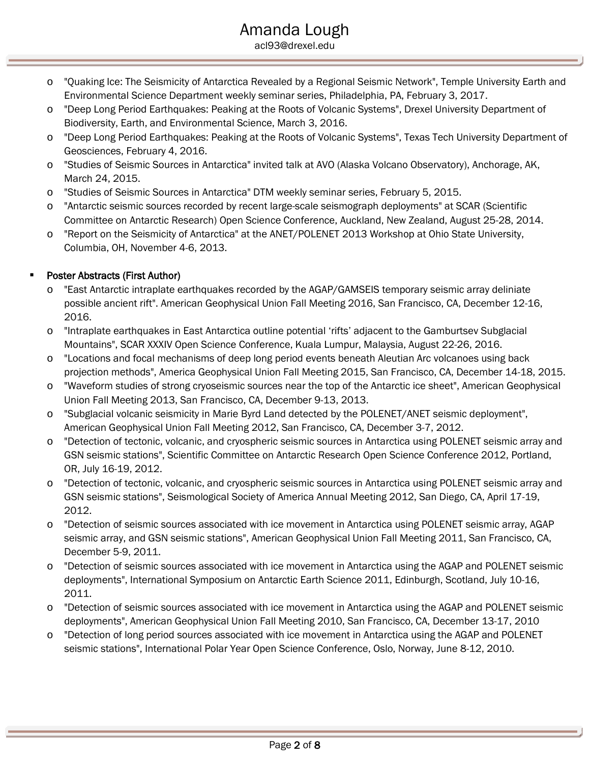- "Quaking Ice: The Seismicity of Antarctica Revealed by a Regional Seismic Network", Temple University Earth and Environmental Science Department weekly seminar series, Philadelphia, PA, February 3, 2017.
- "Deep Long Period Earthquakes: Peaking at the Roots of Volcanic Systems", Drexel University Department of Biodiversity, Earth, and Environmental Science, March 3, 2016.
- "Deep Long Period Earthquakes: Peaking at the Roots of Volcanic Systems", Texas Tech University Department of Geosciences, February 4, 2016.
- "Studies of Seismic Sources in Antarctica" invited talk at AVO (Alaska Volcano Observatory), Anchorage, AK, March 24, 2015.
- "Studies of Seismic Sources in Antarctica" DTM weekly seminar series, February 5, 2015.
- "Antarctic seismic sources recorded by recent large-scale seismograph deployments" at SCAR (Scientific Committee on Antarctic Research) Open Science Conference, Auckland, New Zealand, August 25-28, 2014.
- "Report on the Seismicity of Antarctica" at the ANET/POLENET 2013 Workshop at Ohio State University, Columbia, OH, November 4-6, 2013.

## Poster Abstracts (First Author)

- "East Antarctic intraplate earthquakes recorded by the AGAP/GAMSEIS temporary seismic array deliniate possible ancient rift". American Geophysical Union Fall Meeting 2016, San Francisco, CA, December 12-16, 2016.
- "Intraplate earthquakes in East Antarctica outline potential 'rifts' adjacent to the Gamburtsev Subglacial Mountains", SCAR XXXIV Open Science Conference, Kuala Lumpur, Malaysia, August 22-26, 2016.
- "Locations and focal mechanisms of deep long period events beneath Aleutian Arc volcanoes using back projection methods", America Geophysical Union Fall Meeting 2015, San Francisco, CA, December 14-18, 2015.
- "Waveform studies of strong cryoseismic sources near the top of the Antarctic ice sheet", American Geophysical Union Fall Meeting 2013, San Francisco, CA, December 9-13, 2013.
- "Subglacial volcanic seismicity in Marie Byrd Land detected by the POLENET/ANET seismic deployment", American Geophysical Union Fall Meeting 2012, San Francisco, CA, December 3-7, 2012.
- "Detection of tectonic, volcanic, and cryospheric seismic sources in Antarctica using POLENET seismic array and GSN seismic stations", Scientific Committee on Antarctic Research Open Science Conference 2012, Portland, OR, July 16-19, 2012.
- "Detection of tectonic, volcanic, and cryospheric seismic sources in Antarctica using POLENET seismic array and GSN seismic stations", Seismological Society of America Annual Meeting 2012, San Diego, CA, April 17-19, 2012.
- "Detection of seismic sources associated with ice movement in Antarctica using POLENET seismic array, AGAP seismic array, and GSN seismic stations", American Geophysical Union Fall Meeting 2011, San Francisco, CA, December 5-9, 2011.
- "Detection of seismic sources associated with ice movement in Antarctica using the AGAP and POLENET seismic deployments", International Symposium on Antarctic Earth Science 2011, Edinburgh, Scotland, July 10-16, 2011.
- "Detection of seismic sources associated with ice movement in Antarctica using the AGAP and POLENET seismic deployments", American Geophysical Union Fall Meeting 2010, San Francisco, CA, December 13-17, 2010
- "Detection of long period sources associated with ice movement in Antarctica using the AGAP and POLENET seismic stations", International Polar Year Open Science Conference, Oslo, Norway, June 8-12, 2010.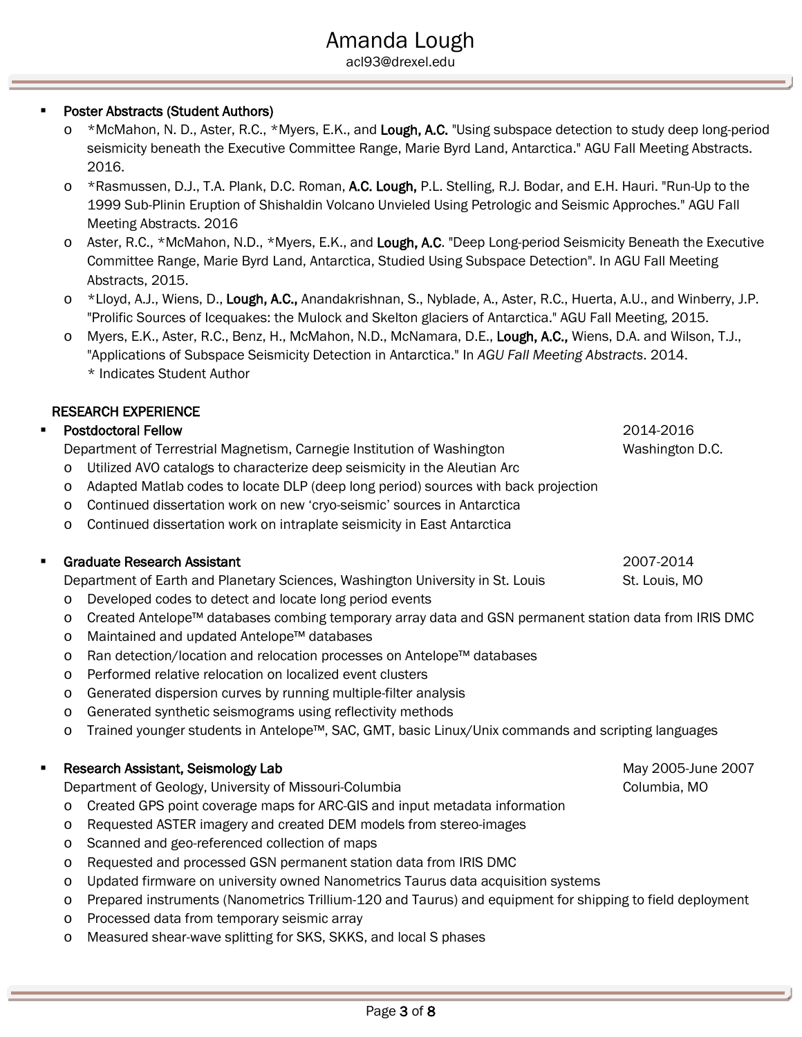- **Poster Abstracts (Student Authors)**
  - *McMahon, N. D., Aster, R.C., *Myers, E.K., and **Lough, A.C.** "Using subspace detection to study deep long-period seismicity beneath the Executive Committee Range, Marie Byrd Land, Antarctica." AGU Fall Meeting Abstracts. 2016.
  - *Rasmussen, D.J., T.A. Plank, D.C. Roman, **A.C. Lough,** P.L. Stelling, R.J. Bodar, and E.H. Hauri. "Run-Up to the 1999 Sub-Plinin Eruption of Shishaldin Volcano Unvieled Using Petrologic and Seismic Approches." AGU Fall Meeting Abstracts. 2016
  - Aster, R.C., *McMahon, N.D., *Myers, E.K., and **Lough, A.C**. "Deep Long-period Seismicity Beneath the Executive Committee Range, Marie Byrd Land, Antarctica, Studied Using Subspace Detection". In AGU Fall Meeting Abstracts, 2015.
  - *Lloyd, A.J., Wiens, D., **Lough, A.C.,** Anandakrishnan, S., Nyblade, A., Aster, R.C., Huerta, A.U., and Winberry, J.P. "Prolific Sources of Icequakes: the Mulock and Skelton glaciers of Antarctica." AGU Fall Meeting, 2015.
  - Myers, E.K., Aster, R.C., Benz, H., McMahon, N.D., McNamara, D.E., **Lough, A.C.,** Wiens, D.A. and Wilson, T.J., "Applications of Subspace Seismicity Detection in Antarctica." In *AGU Fall Meeting Abstracts*. 2014.

    * Indicates Student Author

## RESEARCH EXPERIENCE

- **Postdoctoral Fellow** — 2014-2016

  Department of Terrestrial Magnetism, Carnegie Institution of Washington — Washington D.C.
  - Utilized AVO catalogs to characterize deep seismicity in the Aleutian Arc
  - Adapted Matlab codes to locate DLP (deep long period) sources with back projection
  - Continued dissertation work on new 'cryo-seismic' sources in Antarctica
  - Continued dissertation work on intraplate seismicity in East Antarctica

- **Graduate Research Assistant** — 2007-2014

  Department of Earth and Planetary Sciences, Washington University in St. Louis — St. Louis, MO
  - Developed codes to detect and locate long period events
  - Created Antelope™ databases combing temporary array data and GSN permanent station data from IRIS DMC
  - Maintained and updated Antelope™ databases
  - Ran detection/location and relocation processes on Antelope™ databases
  - Performed relative relocation on localized event clusters
  - Generated dispersion curves by running multiple-filter analysis
  - Generated synthetic seismograms using reflectivity methods
  - Trained younger students in Antelope™, SAC, GMT, basic Linux/Unix commands and scripting languages

- **Research Assistant, Seismology Lab** — May 2005-June 2007

  Department of Geology, University of Missouri-Columbia — Columbia, MO
  - Created GPS point coverage maps for ARC-GIS and input metadata information
  - Requested ASTER imagery and created DEM models from stereo-images
  - Scanned and geo-referenced collection of maps
  - Requested and processed GSN permanent station data from IRIS DMC
  - Updated firmware on university owned Nanometrics Taurus data acquisition systems
  - Prepared instruments (Nanometrics Trillium-120 and Taurus) and equipment for shipping to field deployment
  - Processed data from temporary seismic array
  - Measured shear-wave splitting for SKS, SKKS, and local S phases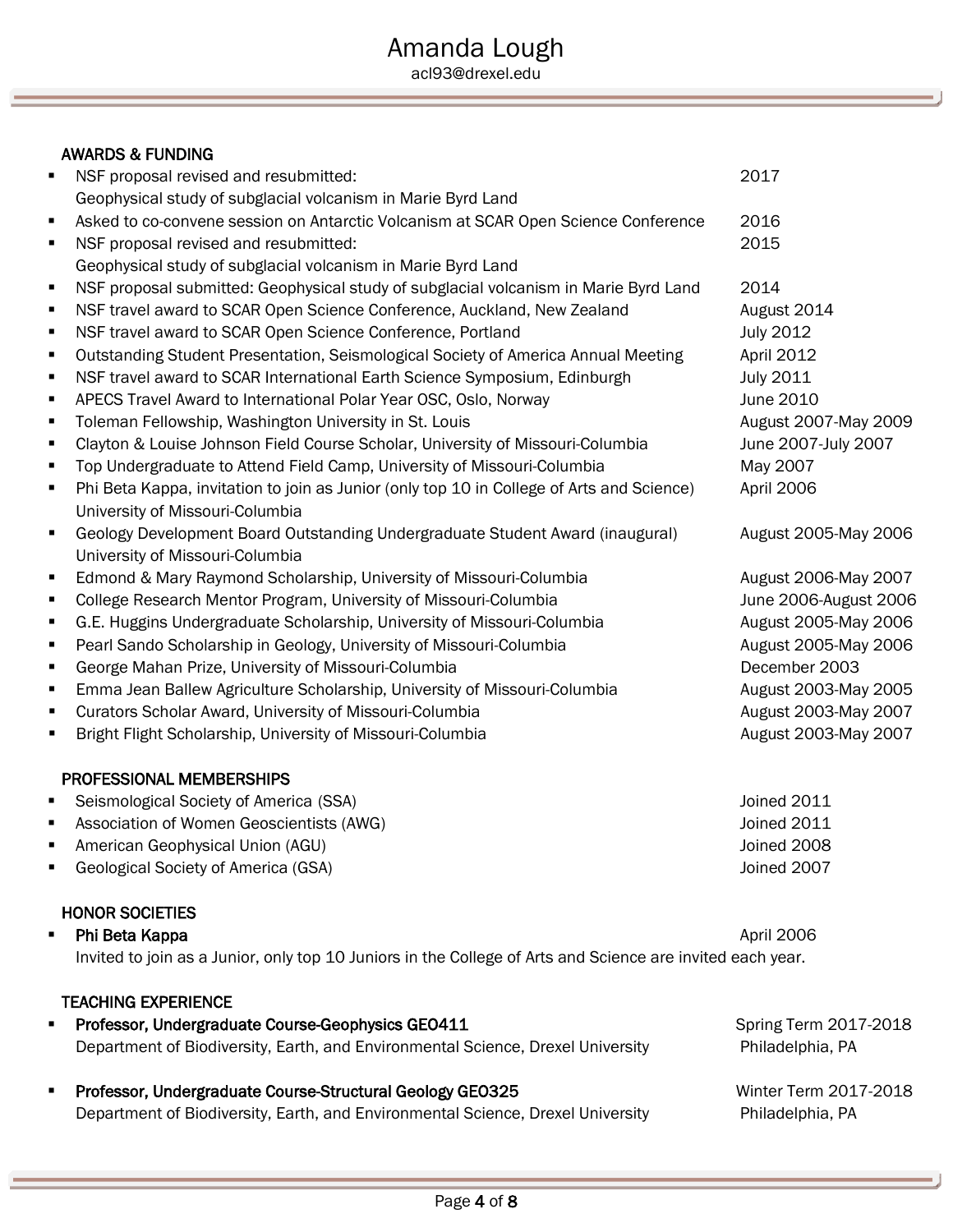## AWARDS & FUNDING

- NSF proposal revised and resubmitted: 2017
  Geophysical study of subglacial volcanism in Marie Byrd Land
- Asked to co-convene session on Antarctic Volcanism at SCAR Open Science Conference 2016
- NSF proposal revised and resubmitted: 2015
  Geophysical study of subglacial volcanism in Marie Byrd Land
- NSF proposal submitted: Geophysical study of subglacial volcanism in Marie Byrd Land 2014
- NSF travel award to SCAR Open Science Conference, Auckland, New Zealand August 2014
- NSF travel award to SCAR Open Science Conference, Portland July 2012
- Outstanding Student Presentation, Seismological Society of America Annual Meeting April 2012
- NSF travel award to SCAR International Earth Science Symposium, Edinburgh July 2011
- APECS Travel Award to International Polar Year OSC, Oslo, Norway June 2010
- Toleman Fellowship, Washington University in St. Louis August 2007-May 2009
- Clayton & Louise Johnson Field Course Scholar, University of Missouri-Columbia June 2007-July 2007
- Top Undergraduate to Attend Field Camp, University of Missouri-Columbia May 2007
- Phi Beta Kappa, invitation to join as Junior (only top 10 in College of Arts and Science) April 2006
  University of Missouri-Columbia
- Geology Development Board Outstanding Undergraduate Student Award (inaugural) August 2005-May 2006
  University of Missouri-Columbia
- Edmond & Mary Raymond Scholarship, University of Missouri-Columbia August 2006-May 2007
- College Research Mentor Program, University of Missouri-Columbia June 2006-August 2006
- G.E. Huggins Undergraduate Scholarship, University of Missouri-Columbia August 2005-May 2006
- Pearl Sando Scholarship in Geology, University of Missouri-Columbia August 2005-May 2006
- George Mahan Prize, University of Missouri-Columbia December 2003
- Emma Jean Ballew Agriculture Scholarship, University of Missouri-Columbia August 2003-May 2005
- Curators Scholar Award, University of Missouri-Columbia August 2003-May 2007
- Bright Flight Scholarship, University of Missouri-Columbia August 2003-May 2007

## PROFESSIONAL MEMBERSHIPS

- Seismological Society of America (SSA) Joined 2011
- Association of Women Geoscientists (AWG) Joined 2011
- American Geophysical Union (AGU) Joined 2008
- Geological Society of America (GSA) Joined 2007

## HONOR SOCIETIES

- **Phi Beta Kappa** April 2006
  Invited to join as a Junior, only top 10 Juniors in the College of Arts and Science are invited each year.

## TEACHING EXPERIENCE

- **Professor, Undergraduate Course-Geophysics GEO411** Spring Term 2017-2018
  Department of Biodiversity, Earth, and Environmental Science, Drexel University Philadelphia, PA

- **Professor, Undergraduate Course-Structural Geology GEO325** Winter Term 2017-2018
  Department of Biodiversity, Earth, and Environmental Science, Drexel University Philadelphia, PA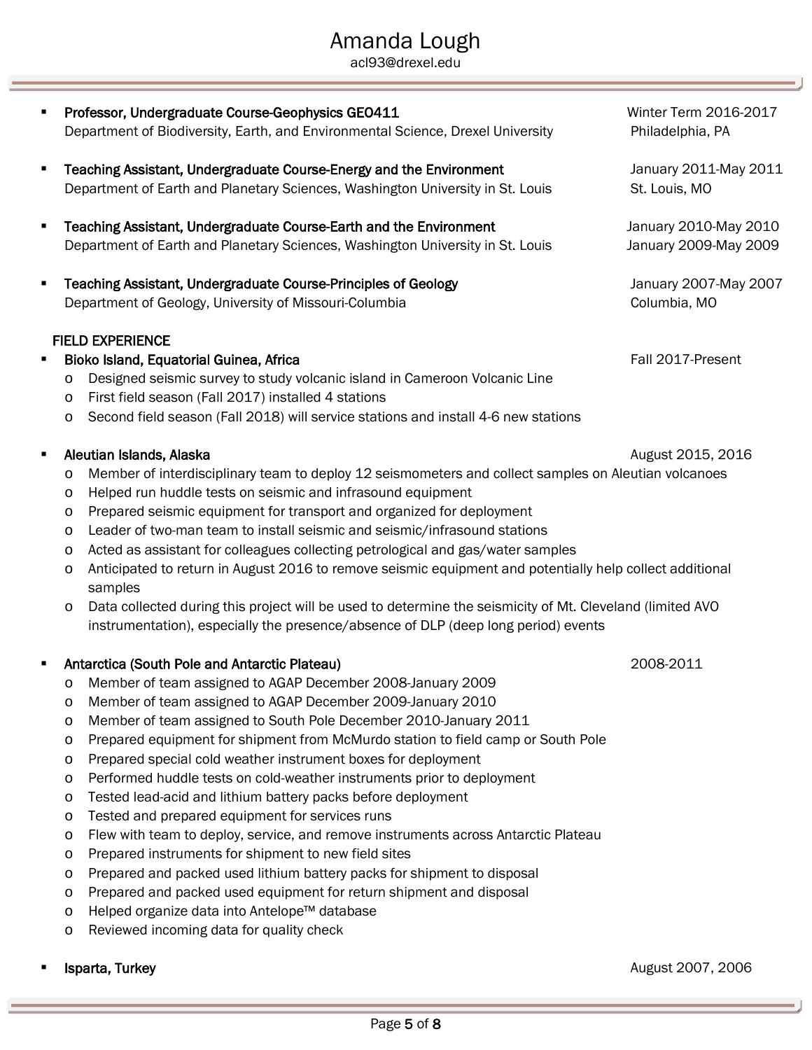# Amanda Lough

acl93@drexel.edu

- **Professor, Undergraduate Course-Geophysics GEO411** — Winter Term 2016-2017
  Department of Biodiversity, Earth, and Environmental Science, Drexel University — Philadelphia, PA

- **Teaching Assistant, Undergraduate Course-Energy and the Environment** — January 2011-May 2011
  Department of Earth and Planetary Sciences, Washington University in St. Louis — St. Louis, MO

- **Teaching Assistant, Undergraduate Course-Earth and the Environment** — January 2010-May 2010
  Department of Earth and Planetary Sciences, Washington University in St. Louis — January 2009-May 2009

- **Teaching Assistant, Undergraduate Course-Principles of Geology** — January 2007-May 2007
  Department of Geology, University of Missouri-Columbia — Columbia, MO

## FIELD EXPERIENCE

- **Bioko Island, Equatorial Guinea, Africa** — Fall 2017-Present
  - Designed seismic survey to study volcanic island in Cameroon Volcanic Line
  - First field season (Fall 2017) installed 4 stations
  - Second field season (Fall 2018) will service stations and install 4-6 new stations

- **Aleutian Islands, Alaska** — August 2015, 2016
  - Member of interdisciplinary team to deploy 12 seismometers and collect samples on Aleutian volcanoes
  - Helped run huddle tests on seismic and infrasound equipment
  - Prepared seismic equipment for transport and organized for deployment
  - Leader of two-man team to install seismic and seismic/infrasound stations
  - Acted as assistant for colleagues collecting petrological and gas/water samples
  - Anticipated to return in August 2016 to remove seismic equipment and potentially help collect additional samples
  - Data collected during this project will be used to determine the seismicity of Mt. Cleveland (limited AVO instrumentation), especially the presence/absence of DLP (deep long period) events

- **Antarctica (South Pole and Antarctic Plateau)** — 2008-2011
  - Member of team assigned to AGAP December 2008-January 2009
  - Member of team assigned to AGAP December 2009-January 2010
  - Member of team assigned to South Pole December 2010-January 2011
  - Prepared equipment for shipment from McMurdo station to field camp or South Pole
  - Prepared special cold weather instrument boxes for deployment
  - Performed huddle tests on cold-weather instruments prior to deployment
  - Tested lead-acid and lithium battery packs before deployment
  - Tested and prepared equipment for services runs
  - Flew with team to deploy, service, and remove instruments across Antarctic Plateau
  - Prepared instruments for shipment to new field sites
  - Prepared and packed used lithium battery packs for shipment to disposal
  - Prepared and packed used equipment for return shipment and disposal
  - Helped organize data into Antelope™ database
  - Reviewed incoming data for quality check

- **Isparta, Turkey** — August 2007, 2006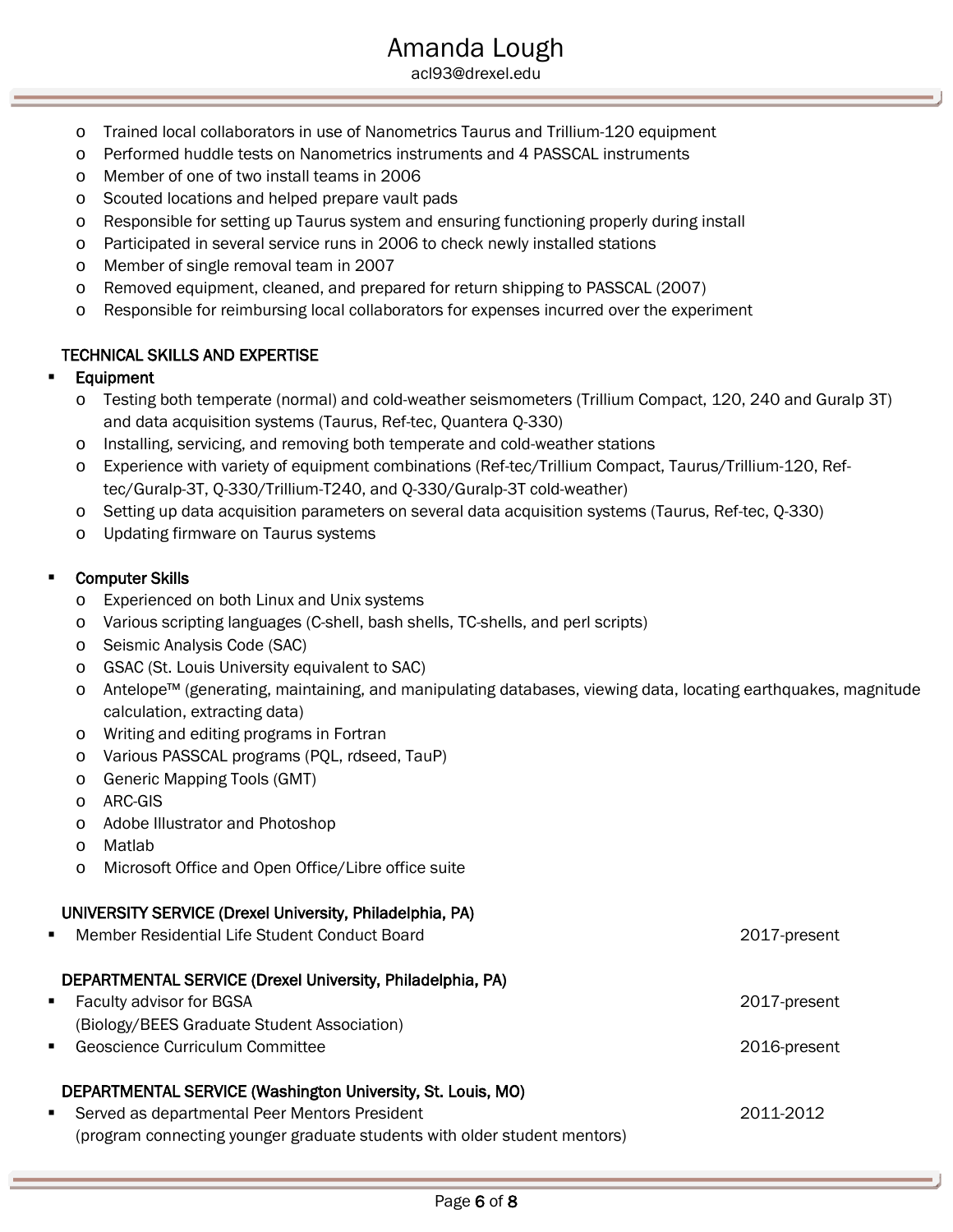- Trained local collaborators in use of Nanometrics Taurus and Trillium-120 equipment
- Performed huddle tests on Nanometrics instruments and 4 PASSCAL instruments
- Member of one of two install teams in 2006
- Scouted locations and helped prepare vault pads
- Responsible for setting up Taurus system and ensuring functioning properly during install
- Participated in several service runs in 2006 to check newly installed stations
- Member of single removal team in 2007
- Removed equipment, cleaned, and prepared for return shipping to PASSCAL (2007)
- Responsible for reimbursing local collaborators for expenses incurred over the experiment

## TECHNICAL SKILLS AND EXPERTISE

- Equipment
  - Testing both temperate (normal) and cold-weather seismometers (Trillium Compact, 120, 240 and Guralp 3T) and data acquisition systems (Taurus, Ref-tec, Quantera Q-330)
  - Installing, servicing, and removing both temperate and cold-weather stations
  - Experience with variety of equipment combinations (Ref-tec/Trillium Compact, Taurus/Trillium-120, Ref-tec/Guralp-3T, Q-330/Trillium-T240, and Q-330/Guralp-3T cold-weather)
  - Setting up data acquisition parameters on several data acquisition systems (Taurus, Ref-tec, Q-330)
  - Updating firmware on Taurus systems

- Computer Skills
  - Experienced on both Linux and Unix systems
  - Various scripting languages (C-shell, bash shells, TC-shells, and perl scripts)
  - Seismic Analysis Code (SAC)
  - GSAC (St. Louis University equivalent to SAC)
  - Antelope™ (generating, maintaining, and manipulating databases, viewing data, locating earthquakes, magnitude calculation, extracting data)
  - Writing and editing programs in Fortran
  - Various PASSCAL programs (PQL, rdseed, TauP)
  - Generic Mapping Tools (GMT)
  - ARC-GIS
  - Adobe Illustrator and Photoshop
  - Matlab
  - Microsoft Office and Open Office/Libre office suite

## UNIVERSITY SERVICE (Drexel University, Philadelphia, PA)

- Member Residential Life Student Conduct Board — 2017-present

## DEPARTMENTAL SERVICE (Drexel University, Philadelphia, PA)

- Faculty advisor for BGSA (Biology/BEES Graduate Student Association) — 2017-present
- Geoscience Curriculum Committee — 2016-present

## DEPARTMENTAL SERVICE (Washington University, St. Louis, MO)

- Served as departmental Peer Mentors President (program connecting younger graduate students with older student mentors) — 2011-2012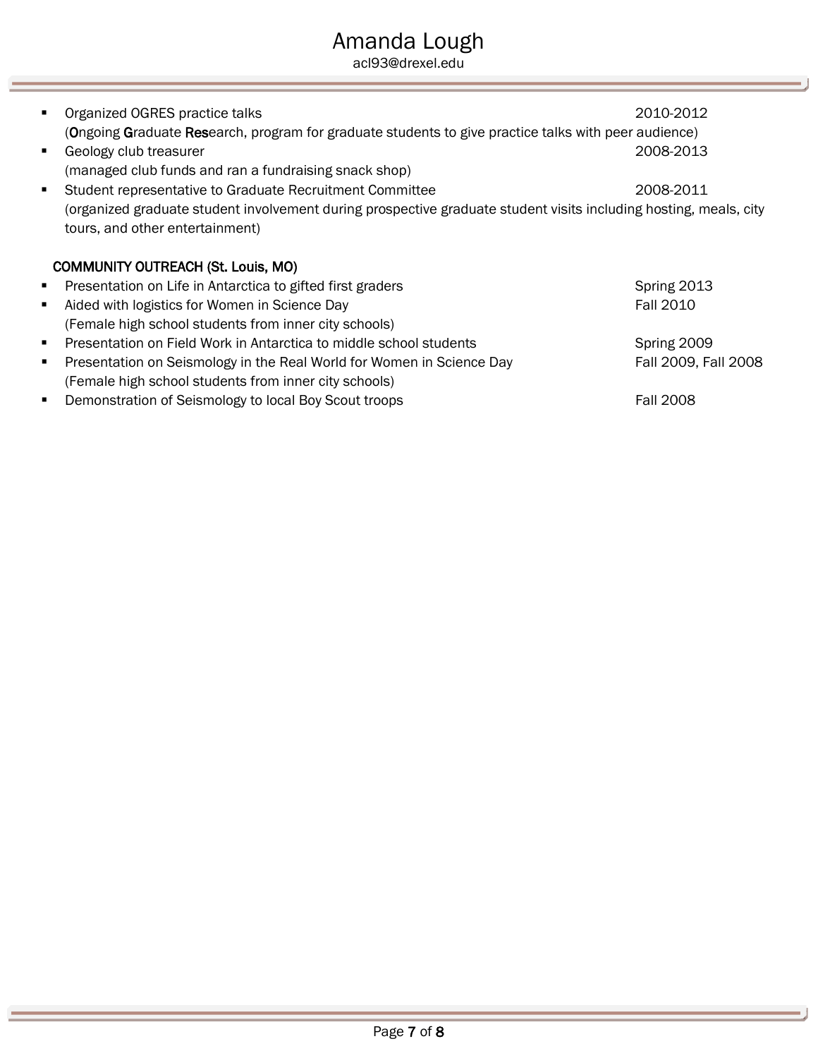- Organized OGRES practice talks 2010-2012
  (**O**ngoing **G**raduate **Res**earch, program for graduate students to give practice talks with peer audience)
- Geology club treasurer 2008-2013
  (managed club funds and ran a fundraising snack shop)
- Student representative to Graduate Recruitment Committee 2008-2011
  (organized graduate student involvement during prospective graduate student visits including hosting, meals, city tours, and other entertainment)

### COMMUNITY OUTREACH (St. Louis, MO)

- Presentation on Life in Antarctica to gifted first graders Spring 2013
- Aided with logistics for Women in Science Day Fall 2010
  (Female high school students from inner city schools)
- Presentation on Field Work in Antarctica to middle school students Spring 2009
- Presentation on Seismology in the Real World for Women in Science Day Fall 2009, Fall 2008
  (Female high school students from inner city schools)
- Demonstration of Seismology to local Boy Scout troops Fall 2008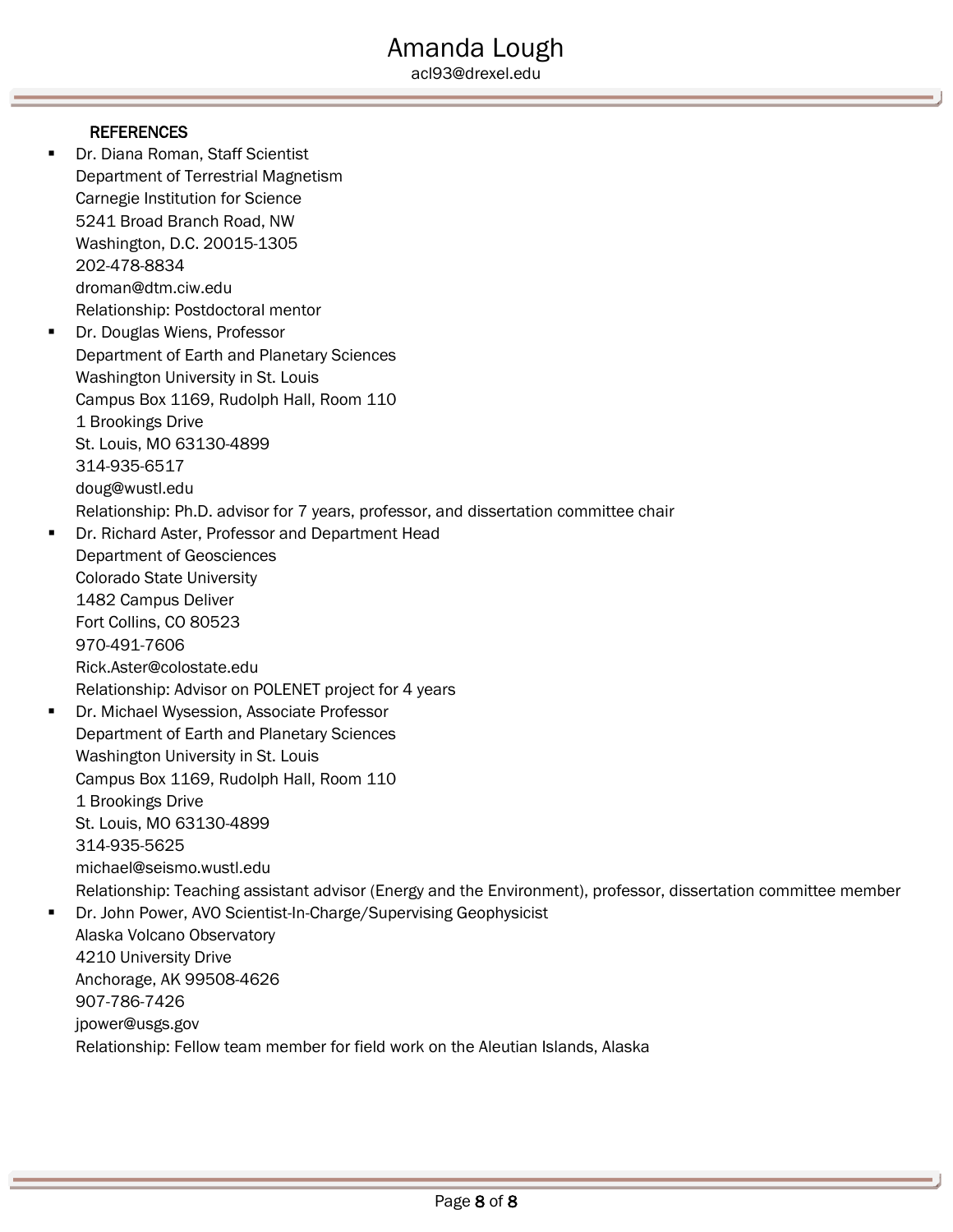## REFERENCES

- Dr. Diana Roman, Staff Scientist
  Department of Terrestrial Magnetism
  Carnegie Institution for Science
  5241 Broad Branch Road, NW
  Washington, D.C. 20015-1305
  202-478-8834
  droman@dtm.ciw.edu
  Relationship: Postdoctoral mentor
- Dr. Douglas Wiens, Professor
  Department of Earth and Planetary Sciences
  Washington University in St. Louis
  Campus Box 1169, Rudolph Hall, Room 110
  1 Brookings Drive
  St. Louis, MO 63130-4899
  314-935-6517
  doug@wustl.edu
  Relationship: Ph.D. advisor for 7 years, professor, and dissertation committee chair
- Dr. Richard Aster, Professor and Department Head
  Department of Geosciences
  Colorado State University
  1482 Campus Deliver
  Fort Collins, CO 80523
  970-491-7606
  Rick.Aster@colostate.edu
  Relationship: Advisor on POLENET project for 4 years
- Dr. Michael Wysession, Associate Professor
  Department of Earth and Planetary Sciences
  Washington University in St. Louis
  Campus Box 1169, Rudolph Hall, Room 110
  1 Brookings Drive
  St. Louis, MO 63130-4899
  314-935-5625
  michael@seismo.wustl.edu
  Relationship: Teaching assistant advisor (Energy and the Environment), professor, dissertation committee member
- Dr. John Power, AVO Scientist-In-Charge/Supervising Geophysicist
  Alaska Volcano Observatory
  4210 University Drive
  Anchorage, AK 99508-4626
  907-786-7426
  jpower@usgs.gov
  Relationship: Fellow team member for field work on the Aleutian Islands, Alaska